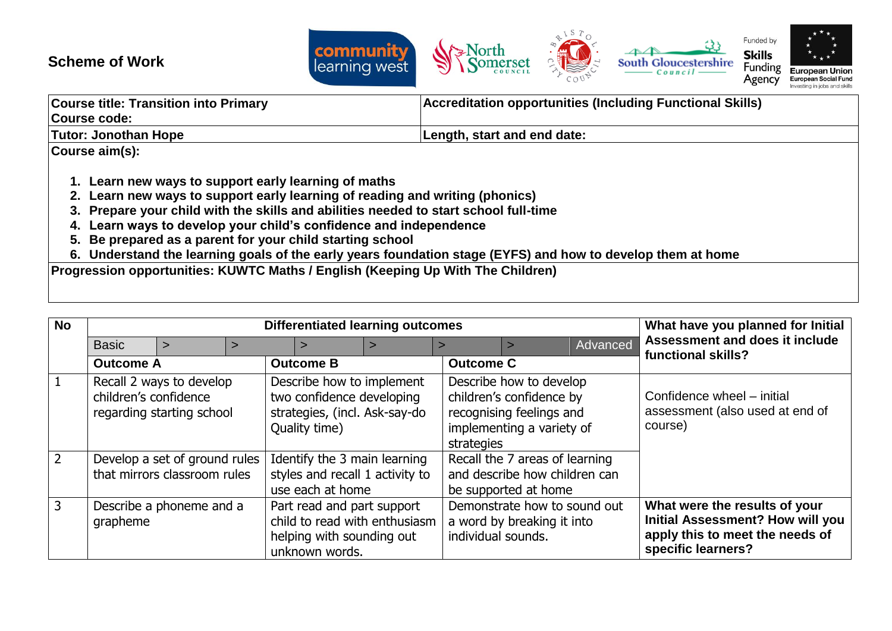# Scheme of Work

| Course title: Transition into Primary<br>Course code: | Accreditation opportunities (Including Functional Skills) |
|---|---|
| **Tutor: Jonothan Hope** | **Length, start and end date:** |

**Course aim(s):**

1. **Learn new ways to support early learning of maths**
2. **Learn new ways to support early learning of reading and writing (phonics)**
3. **Prepare your child with the skills and abilities needed to start school full-time**
4. **Learn ways to develop your child's confidence and independence**
5. **Be prepared as a parent for your child starting school**
6. **Understand the learning goals of the early years foundation stage (EYFS) and how to develop them at home**

**Progression opportunities: KUWTC Maths / English (Keeping Up With The Children)**

| No | Differentiated learning outcomes | | | What have you planned for Initial Assessment and does it include functional skills? |
|---|---|---|---|---|
| | Basic > > > > > > Advanced | | | |
| | **Outcome A** | **Outcome B** | **Outcome C** | |
| 1 | Recall 2 ways to develop children's confidence regarding starting school | Describe how to implement two confidence developing strategies, (incl. Ask-say-do Quality time) | Describe how to develop children's confidence by recognising feelings and implementing a variety of strategies | Confidence wheel – initial assessment (also used at end of course) |
| 2 | Develop a set of ground rules that mirrors classroom rules | Identify the 3 main learning styles and recall 1 activity to use each at home | Recall the 7 areas of learning and describe how children can be supported at home | |
| 3 | Describe a phoneme and a grapheme | Part read and part support child to read with enthusiasm helping with sounding out unknown words. | Demonstrate how to sound out a word by breaking it into individual sounds. | **What were the results of your Initial Assessment? How will you apply this to meet the needs of specific learners?** |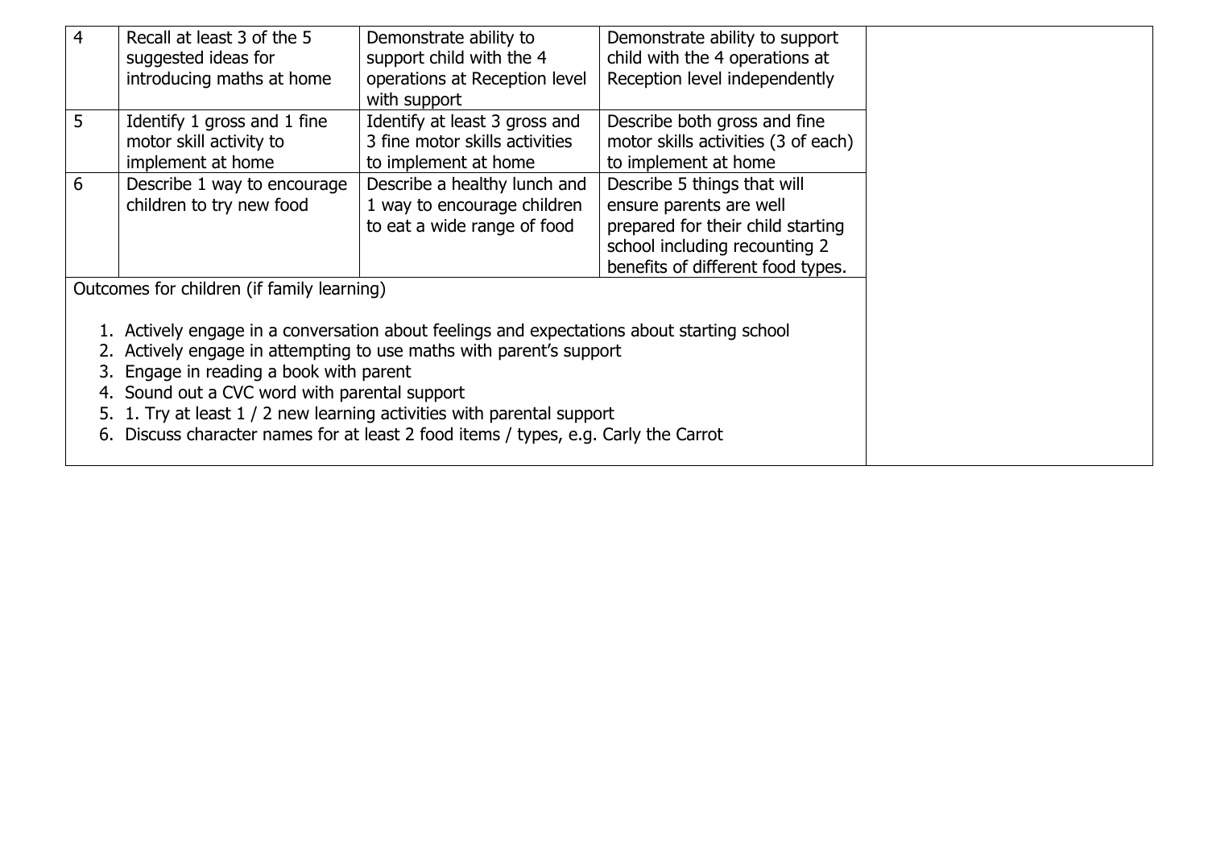| | | | | |
|---|---|---|---|---|
| 4 | Recall at least 3 of the 5 suggested ideas for introducing maths at home | Demonstrate ability to support child with the 4 operations at Reception level with support | Demonstrate ability to support child with the 4 operations at Reception level independently | |
| 5 | Identify 1 gross and 1 fine motor skill activity to implement at home | Identify at least 3 gross and 3 fine motor skills activities to implement at home | Describe both gross and fine motor skills activities (3 of each) to implement at home | |
| 6 | Describe 1 way to encourage children to try new food | Describe a healthy lunch and 1 way to encourage children to eat a wide range of food | Describe 5 things that will ensure parents are well prepared for their child starting school including recounting 2 benefits of different food types. | |

Outcomes for children (if family learning)

1. Actively engage in a conversation about feelings and expectations about starting school
2. Actively engage in attempting to use maths with parent's support
3. Engage in reading a book with parent
4. Sound out a CVC word with parental support
5. 1. Try at least 1 / 2 new learning activities with parental support
6. Discuss character names for at least 2 food items / types, e.g. Carly the Carrot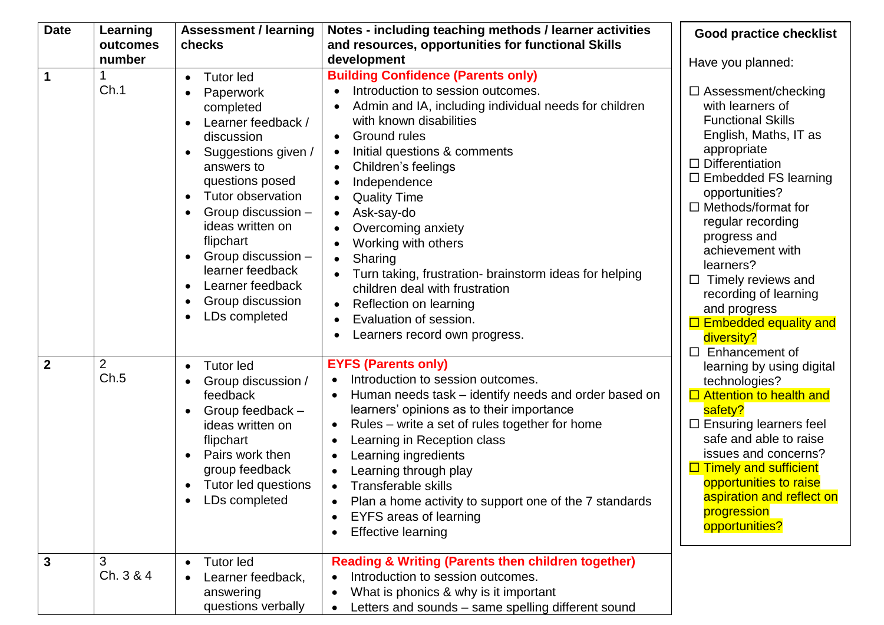| Date | Learning outcomes number | Assessment / learning checks | Notes - including teaching methods / learner activities and resources, opportunities for functional Skills development |
|---|---|---|---|
| **1** | 1<br>Ch.1 | • Tutor led<br>• Paperwork completed<br>• Learner feedback / discussion<br>• Suggestions given / answers to questions posed<br>• Tutor observation<br>• Group discussion – ideas written on flipchart<br>• Group discussion – learner feedback<br>• Learner feedback<br>• Group discussion<br>• LDs completed | **Building Confidence (Parents only)**<br>• Introduction to session outcomes.<br>• Admin and IA, including individual needs for children with known disabilities<br>• Ground rules<br>• Initial questions & comments<br>• Children's feelings<br>• Independence<br>• Quality Time<br>• Ask-say-do<br>• Overcoming anxiety<br>• Working with others<br>• Sharing<br>• Turn taking, frustration- brainstorm ideas for helping children deal with frustration<br>• Reflection on learning<br>• Evaluation of session.<br>• Learners record own progress. |
| **2** | 2<br>Ch.5 | • Tutor led<br>• Group discussion / feedback<br>• Group feedback – ideas written on flipchart<br>• Pairs work then group feedback<br>• Tutor led questions<br>• LDs completed | **EYFS (Parents only)**<br>• Introduction to session outcomes.<br>• Human needs task – identify needs and order based on learners' opinions as to their importance<br>• Rules – write a set of rules together for home<br>• Learning in Reception class<br>• Learning ingredients<br>• Learning through play<br>• Transferable skills<br>• Plan a home activity to support one of the 7 standards<br>• EYFS areas of learning<br>• Effective learning |
| **3** | 3<br>Ch. 3 & 4 | • Tutor led<br>• Learner feedback, answering questions verbally | **Reading & Writing (Parents then children together)**<br>• Introduction to session outcomes.<br>• What is phonics & why is it important<br>• Letters and sounds – same spelling different sound |

**Good practice checklist**

Have you planned:

- ☐ Assessment/checking with learners of Functional Skills English, Maths, IT as appropriate
- ☐ Differentiation
- ☐ Embedded FS learning opportunities?
- ☐ Methods/format for regular recording progress and achievement with learners?
- ☐ Timely reviews and recording of learning and progress
- ☐ Embedded equality and diversity?
- ☐ Enhancement of learning by using digital technologies?
- ☐ Attention to health and safety?
- ☐ Ensuring learners feel safe and able to raise issues and concerns?
- ☐ Timely and sufficient opportunities to raise aspiration and reflect on progression opportunities?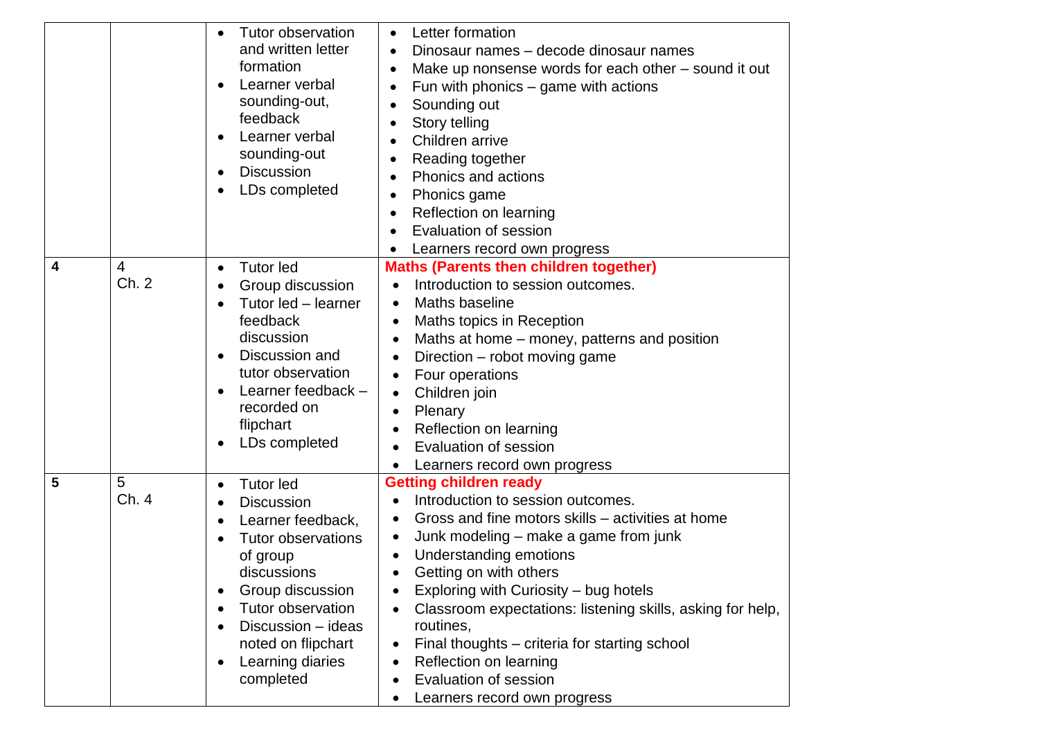| | | | |
|---|---|---|---|
| | | • Tutor observation and written letter formation<br>• Learner verbal sounding-out, feedback<br>• Learner verbal sounding-out<br>• Discussion<br>• LDs completed | • Letter formation<br>• Dinosaur names – decode dinosaur names<br>• Make up nonsense words for each other – sound it out<br>• Fun with phonics – game with actions<br>• Sounding out<br>• Story telling<br>• Children arrive<br>• Reading together<br>• Phonics and actions<br>• Phonics game<br>• Reflection on learning<br>• Evaluation of session<br>• Learners record own progress |
| **4** | 4<br>Ch. 2 | • Tutor led<br>• Group discussion<br>• Tutor led – learner feedback discussion<br>• Discussion and tutor observation<br>• Learner feedback – recorded on flipchart<br>• LDs completed | **Maths (Parents then children together)**<br>• Introduction to session outcomes.<br>• Maths baseline<br>• Maths topics in Reception<br>• Maths at home – money, patterns and position<br>• Direction – robot moving game<br>• Four operations<br>• Children join<br>• Plenary<br>• Reflection on learning<br>• Evaluation of session<br>• Learners record own progress |
| **5** | 5<br>Ch. 4 | • Tutor led<br>• Discussion<br>• Learner feedback,<br>• Tutor observations of group discussions<br>• Group discussion<br>• Tutor observation<br>• Discussion – ideas noted on flipchart<br>• Learning diaries completed | **Getting children ready**<br>• Introduction to session outcomes.<br>• Gross and fine motors skills – activities at home<br>• Junk modeling – make a game from junk<br>• Understanding emotions<br>• Getting on with others<br>• Exploring with Curiosity – bug hotels<br>• Classroom expectations: listening skills, asking for help, routines,<br>• Final thoughts – criteria for starting school<br>• Reflection on learning<br>• Evaluation of session<br>• Learners record own progress |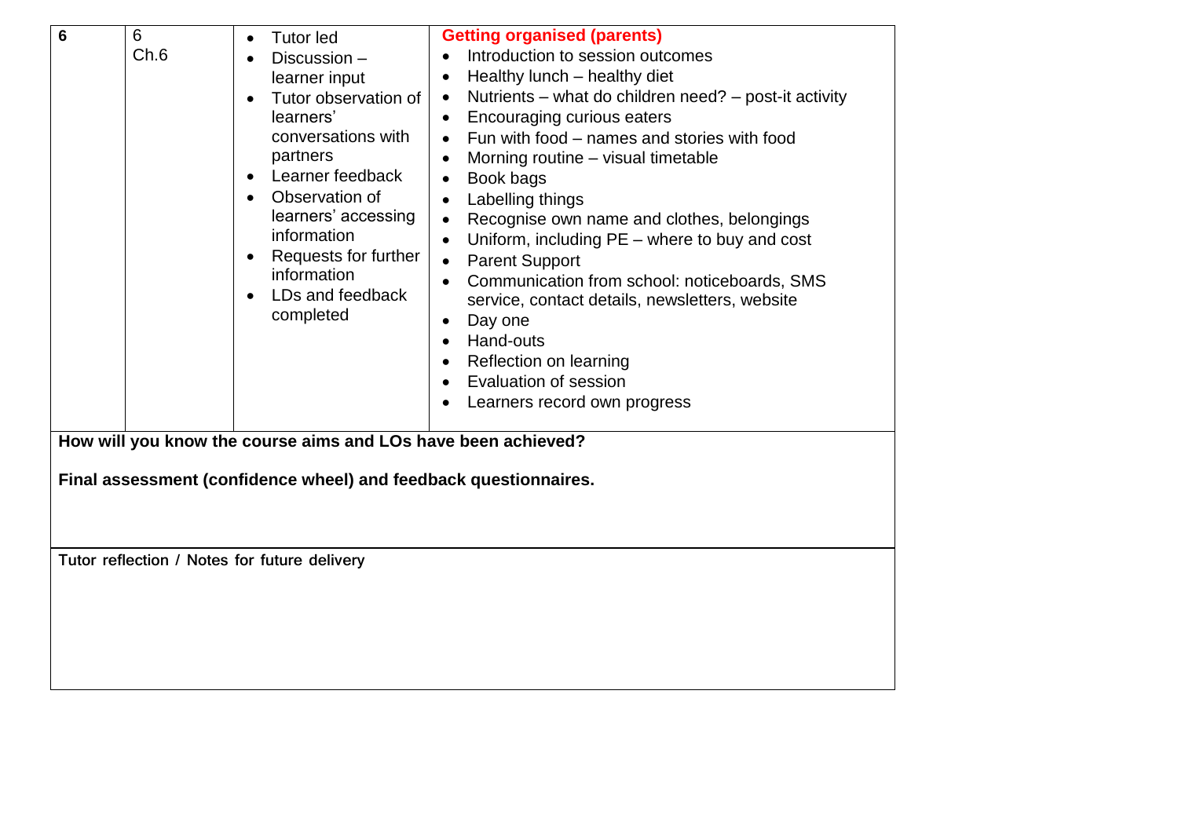| | | | |
|---|---|---|---|
| **6** | 6<br>Ch.6 | • Tutor led<br>• Discussion – learner input<br>• Tutor observation of learners' conversations with partners<br>• Learner feedback<br>• Observation of learners' accessing information<br>• Requests for further information<br>• LDs and feedback completed | **Getting organised (parents)**<br>• Introduction to session outcomes<br>• Healthy lunch – healthy diet<br>• Nutrients – what do children need? – post-it activity<br>• Encouraging curious eaters<br>• Fun with food – names and stories with food<br>• Morning routine – visual timetable<br>• Book bags<br>• Labelling things<br>• Recognise own name and clothes, belongings<br>• Uniform, including PE – where to buy and cost<br>• Parent Support<br>• Communication from school: noticeboards, SMS service, contact details, newsletters, website<br>• Day one<br>• Hand-outs<br>• Reflection on learning<br>• Evaluation of session<br>• Learners record own progress |

**How will you know the course aims and LOs have been achieved?**

**Final assessment (confidence wheel) and feedback questionnaires.**

**Tutor reflection / Notes for future delivery**